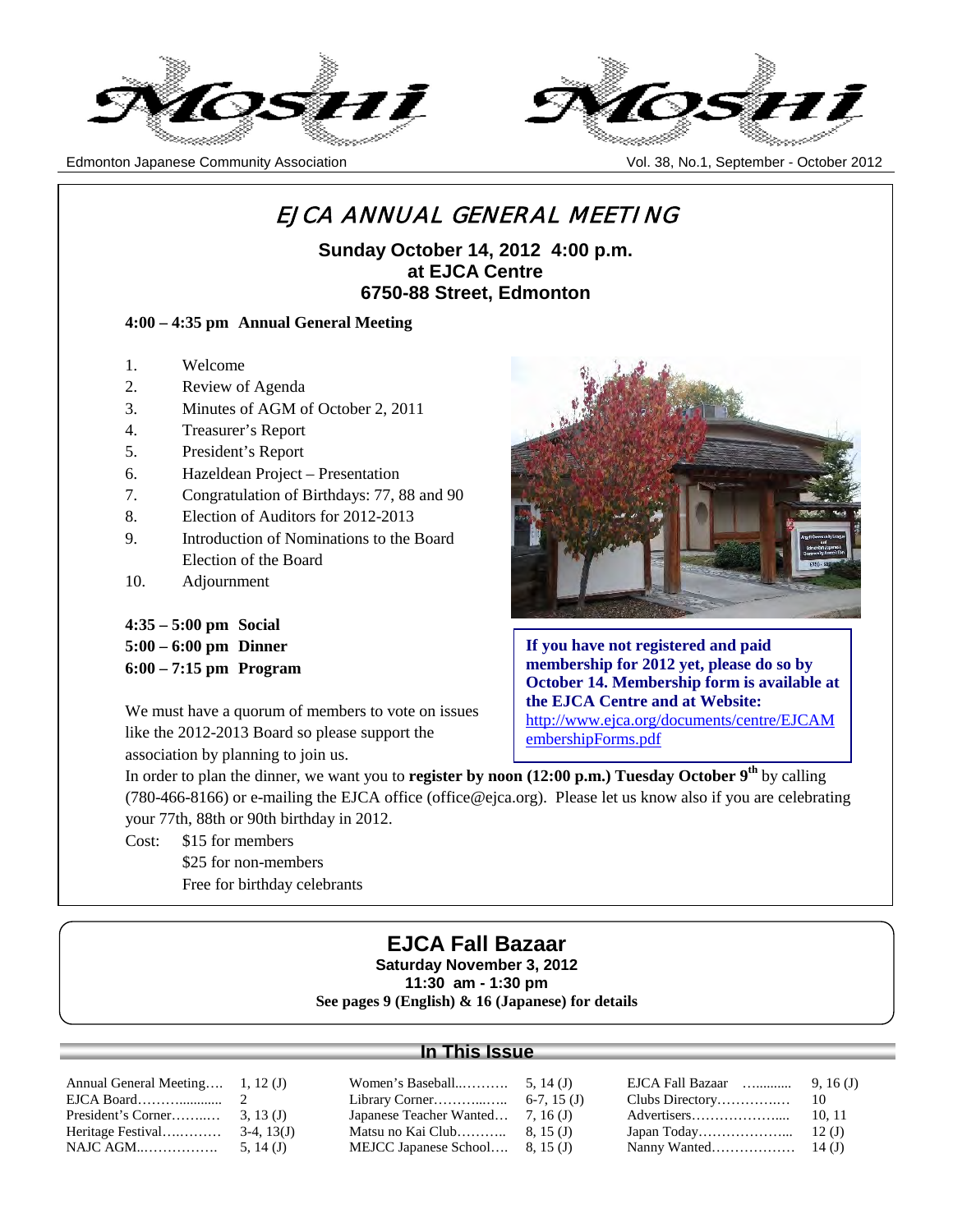# Moshi

Edmonton Japanese Community Association

Vol. 38, No.1, September - October 2012

## EJCA ANNUAL GENERAL MEETING

**Sunday October 14, 2012 4:00 p.m.**
**at EJCA Centre**
**6750-88 Street, Edmonton**

**4:00 – 4:35 pm Annual General Meeting**

1. Welcome
2. Review of Agenda
3. Minutes of AGM of October 2, 2011
4. Treasurer's Report
5. President's Report
6. Hazeldean Project – Presentation
7. Congratulation of Birthdays: 77, 88 and 90
8. Election of Auditors for 2012-2013
9. Introduction of Nominations to the Board
   Election of the Board
10. Adjournment

**4:35 – 5:00 pm Social**
**5:00 – 6:00 pm Dinner**
**6:00 – 7:15 pm Program**

We must have a quorum of members to vote on issues like the 2012-2013 Board so please support the association by planning to join us.

**If you have not registered and paid membership for 2012 yet, please do so by October 14. Membership form is available at the EJCA Centre and at Website:**
http://www.ejca.org/documents/centre/EJCAMembershipForms.pdf

In order to plan the dinner, we want you to **register by noon (12:00 p.m.) Tuesday October 9th** by calling (780-466-8166) or e-mailing the EJCA office (office@ejca.org). Please let us know also if you are celebrating your 77th, 88th or 90th birthday in 2012.

Cost: $15 for members
$25 for non-members
Free for birthday celebrants

## EJCA Fall Bazaar

**Saturday November 3, 2012**
**11:30 am - 1:30 pm**
**See pages 9 (English) & 16 (Japanese) for details**

## In This Issue

| | | | | | |
|---|---|---|---|---|---|
| Annual General Meeting…. | 1, 12 (J) | Women's Baseball..………. | 5, 14 (J) | EJCA Fall Bazaar ….......... | 9, 16 (J) |
| EJCA Board……............ | 2 | Library Corner………...….. | 6-7, 15 (J) | Clubs Directory…………..… | 10 |
| President's Corner……..… | 3, 13 (J) | Japanese Teacher Wanted… | 7, 16 (J) | Advertisers………………..... | 10, 11 |
| Heritage Festival…..……… | 3-4, 13(J) | Matsu no Kai Club……….. | 8, 15 (J) | Japan Today……………….... | 12 (J) |
| NAJC AGM..……………. | 5, 14 (J) | MEJCC Japanese School…. | 8, 15 (J) | Nanny Wanted……………… | 14 (J) |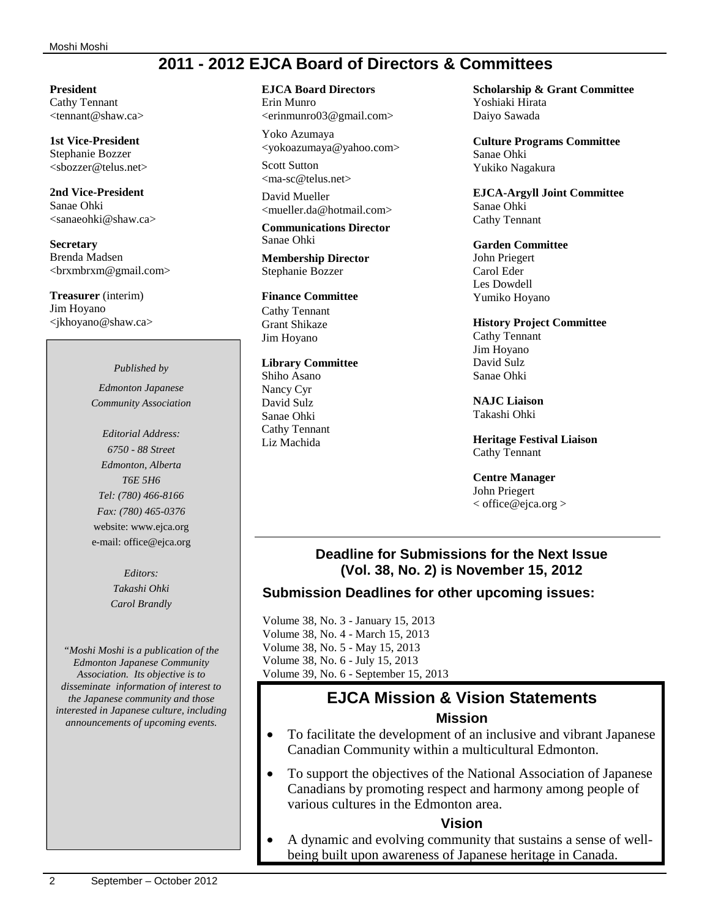# 2011 - 2012 EJCA Board of Directors & Committees

**President**
Cathy Tennant
<tennant@shaw.ca>

**1st Vice-President**
Stephanie Bozzer
<sbozzer@telus.net>

**2nd Vice-President**
Sanae Ohki
<sanaeohki@shaw.ca>

**Secretary**
Brenda Madsen
<brxmbrxm@gmail.com>

**Treasurer** (interim)
Jim Hoyano
<jkhoyano@shaw.ca>

*Published by*

*Edmonton Japanese Community Association*

*Editorial Address:*
*6750 - 88 Street*
*Edmonton, Alberta*
*T6E 5H6*
*Tel: (780) 466-8166*
*Fax: (780) 465-0376*
website: www.ejca.org
e-mail: office@ejca.org

*Editors:*
*Takashi Ohki*
*Carol Brandly*

*"Moshi Moshi is a publication of the Edmonton Japanese Community Association. Its objective is to disseminate information of interest to the Japanese community and those interested in Japanese culture, including announcements of upcoming events.*

**EJCA Board Directors**
Erin Munro
<erinmunro03@gmail.com>

Yoko Azumaya
<yokoazumaya@yahoo.com>

Scott Sutton
<ma-sc@telus.net>

David Mueller
<mueller.da@hotmail.com>

**Communications Director**
Sanae Ohki

**Membership Director**
Stephanie Bozzer

**Finance Committee**
Cathy Tennant
Grant Shikaze
Jim Hoyano

**Library Committee**
Shiho Asano
Nancy Cyr
David Sulz
Sanae Ohki
Cathy Tennant
Liz Machida

**Scholarship & Grant Committee**
Yoshiaki Hirata
Daiyo Sawada

**Culture Programs Committee**
Sanae Ohki
Yukiko Nagakura

**EJCA-Argyll Joint Committee**
Sanae Ohki
Cathy Tennant

**Garden Committee**
John Priegert
Carol Eder
Les Dowdell
Yumiko Hoyano

**History Project Committee**
Cathy Tennant
Jim Hoyano
David Sulz
Sanae Ohki

**NAJC Liaison**
Takashi Ohki

**Heritage Festival Liaison**
Cathy Tennant

**Centre Manager**
John Priegert
< office@ejca.org >

### Deadline for Submissions for the Next Issue (Vol. 38, No. 2) is November 15, 2012

### Submission Deadlines for other upcoming issues:

Volume 38, No. 3 - January 15, 2013
Volume 38, No. 4 - March 15, 2013
Volume 38, No. 5 - May 15, 2013
Volume 38, No. 6 - July 15, 2013
Volume 39, No. 6 - September 15, 2013

## EJCA Mission & Vision Statements

### Mission

- To facilitate the development of an inclusive and vibrant Japanese Canadian Community within a multicultural Edmonton.
- To support the objectives of the National Association of Japanese Canadians by promoting respect and harmony among people of various cultures in the Edmonton area.

### Vision

- A dynamic and evolving community that sustains a sense of well-being built upon awareness of Japanese heritage in Canada.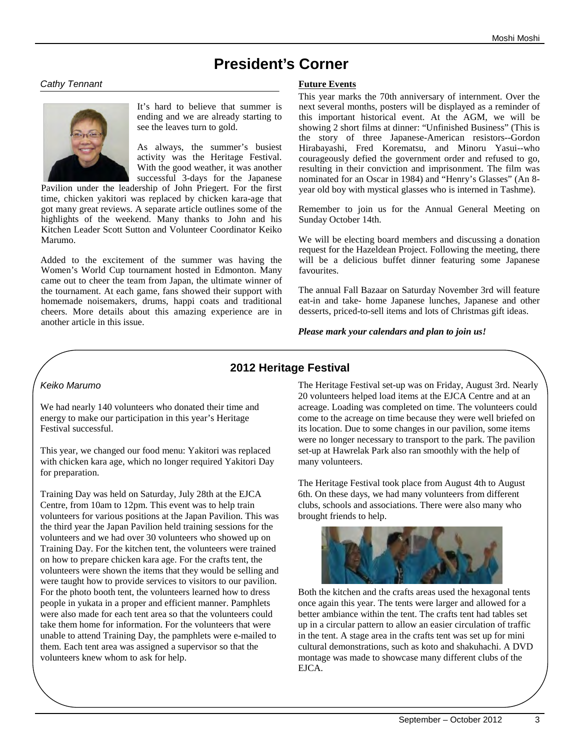# President's Corner

*Cathy Tennant*

It's hard to believe that summer is ending and we are already starting to see the leaves turn to gold.

As always, the summer's busiest activity was the Heritage Festival. With the good weather, it was another successful 3-days for the Japanese Pavilion under the leadership of John Priegert. For the first time, chicken yakitori was replaced by chicken kara-age that got many great reviews. A separate article outlines some of the highlights of the weekend. Many thanks to John and his Kitchen Leader Scott Sutton and Volunteer Coordinator Keiko Marumo.

Added to the excitement of the summer was having the Women's World Cup tournament hosted in Edmonton. Many came out to cheer the team from Japan, the ultimate winner of the tournament. At each game, fans showed their support with homemade noisemakers, drums, happi coats and traditional cheers. More details about this amazing experience are in another article in this issue.

**Future Events**

This year marks the 70th anniversary of internment. Over the next several months, posters will be displayed as a reminder of this important historical event. At the AGM, we will be showing 2 short films at dinner: "Unfinished Business" (This is the story of three Japanese-American resistors--Gordon Hirabayashi, Fred Korematsu, and Minoru Yasui--who courageously defied the government order and refused to go, resulting in their conviction and imprisonment. The film was nominated for an Oscar in 1984) and "Henry's Glasses" (An 8-year old boy with mystical glasses who is interned in Tashme).

Remember to join us for the Annual General Meeting on Sunday October 14th.

We will be electing board members and discussing a donation request for the Hazeldean Project. Following the meeting, there will be a delicious buffet dinner featuring some Japanese favourites.

The annual Fall Bazaar on Saturday November 3rd will feature eat-in and take- home Japanese lunches, Japanese and other desserts, priced-to-sell items and lots of Christmas gift ideas.

***Please mark your calendars and plan to join us!***

## 2012 Heritage Festival

*Keiko Marumo*

We had nearly 140 volunteers who donated their time and energy to make our participation in this year's Heritage Festival successful.

This year, we changed our food menu: Yakitori was replaced with chicken kara age, which no longer required Yakitori Day for preparation.

Training Day was held on Saturday, July 28th at the EJCA Centre, from 10am to 12pm. This event was to help train volunteers for various positions at the Japan Pavilion. This was the third year the Japan Pavilion held training sessions for the volunteers and we had over 30 volunteers who showed up on Training Day. For the kitchen tent, the volunteers were trained on how to prepare chicken kara age. For the crafts tent, the volunteers were shown the items that they would be selling and were taught how to provide services to visitors to our pavilion. For the photo booth tent, the volunteers learned how to dress people in yukata in a proper and efficient manner. Pamphlets were also made for each tent area so that the volunteers could take them home for information. For the volunteers that were unable to attend Training Day, the pamphlets were e-mailed to them. Each tent area was assigned a supervisor so that the volunteers knew whom to ask for help.

The Heritage Festival set-up was on Friday, August 3rd. Nearly 20 volunteers helped load items at the EJCA Centre and at an acreage. Loading was completed on time. The volunteers could come to the acreage on time because they were well briefed on its location. Due to some changes in our pavilion, some items were no longer necessary to transport to the park. The pavilion set-up at Hawrelak Park also ran smoothly with the help of many volunteers.

The Heritage Festival took place from August 4th to August 6th. On these days, we had many volunteers from different clubs, schools and associations. There were also many who brought friends to help.

Both the kitchen and the crafts areas used the hexagonal tents once again this year. The tents were larger and allowed for a better ambiance within the tent. The crafts tent had tables set up in a circular pattern to allow an easier circulation of traffic in the tent. A stage area in the crafts tent was set up for mini cultural demonstrations, such as koto and shakuhachi. A DVD montage was made to showcase many different clubs of the EJCA.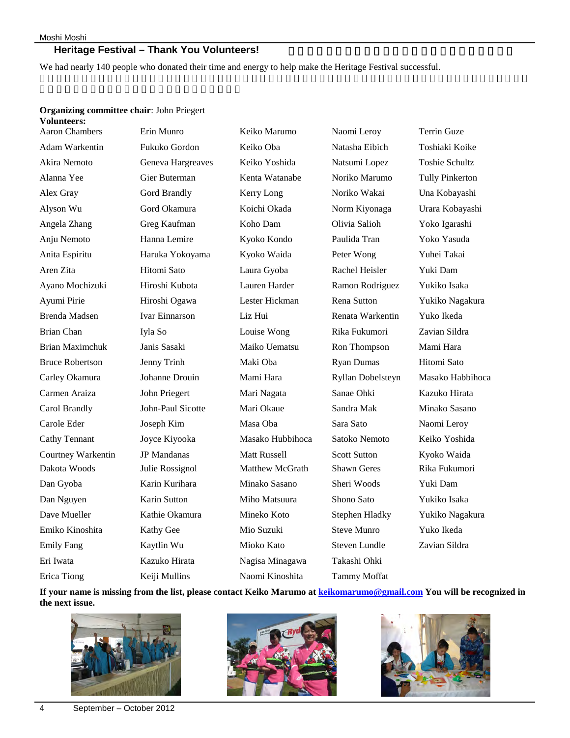## Heritage Festival – Thank You Volunteers!

We had nearly 140 people who donated their time and energy to help make the Heritage Festival successful.

**Organizing committee chair**: John Priegert

**Volunteers:**

| | | | | |
|---|---|---|---|---|
| Aaron Chambers | Erin Munro | Keiko Marumo | Naomi Leroy | Terrin Guze |
| Adam Warkentin | Fukuko Gordon | Keiko Oba | Natasha Eibich | Toshiaki Koike |
| Akira Nemoto | Geneva Hargreaves | Keiko Yoshida | Natsumi Lopez | Toshie Schultz |
| Alanna Yee | Gier Buterman | Kenta Watanabe | Noriko Marumo | Tully Pinkerton |
| Alex Gray | Gord Brandly | Kerry Long | Noriko Wakai | Una Kobayashi |
| Alyson Wu | Gord Okamura | Koichi Okada | Norm Kiyonaga | Urara Kobayashi |
| Angela Zhang | Greg Kaufman | Koho Dam | Olivia Salioh | Yoko Igarashi |
| Anju Nemoto | Hanna Lemire | Kyoko Kondo | Paulida Tran | Yoko Yasuda |
| Anita Espiritu | Haruka Yokoyama | Kyoko Waida | Peter Wong | Yuhei Takai |
| Aren Zita | Hitomi Sato | Laura Gyoba | Rachel Heisler | Yuki Dam |
| Ayano Mochizuki | Hiroshi Kubota | Lauren Harder | Ramon Rodriguez | Yukiko Isaka |
| Ayumi Pirie | Hiroshi Ogawa | Lester Hickman | Rena Sutton | Yukiko Nagakura |
| Brenda Madsen | Ivar Einnarson | Liz Hui | Renata Warkentin | Yuko Ikeda |
| Brian Chan | Iyla So | Louise Wong | Rika Fukumori | Zavian Sildra |
| Brian Maximchuk | Janis Sasaki | Maiko Uematsu | Ron Thompson | Mami Hara |
| Bruce Robertson | Jenny Trinh | Maki Oba | Ryan Dumas | Hitomi Sato |
| Carley Okamura | Johanne Drouin | Mami Hara | Ryllan Dobelsteyn | Masako Habbihoca |
| Carmen Araiza | John Priegert | Mari Nagata | Sanae Ohki | Kazuko Hirata |
| Carol Brandly | John-Paul Sicotte | Mari Okaue | Sandra Mak | Minako Sasano |
| Carole Eder | Joseph Kim | Masa Oba | Sara Sato | Naomi Leroy |
| Cathy Tennant | Joyce Kiyooka | Masako Hubbihoca | Satoko Nemoto | Keiko Yoshida |
| Courtney Warkentin | JP Mandanas | Matt Russell | Scott Sutton | Kyoko Waida |
| Dakota Woods | Julie Rossignol | Matthew McGrath | Shawn Geres | Rika Fukumori |
| Dan Gyoba | Karin Kurihara | Minako Sasano | Sheri Woods | Yuki Dam |
| Dan Nguyen | Karin Sutton | Miho Matsuura | Shono Sato | Yukiko Isaka |
| Dave Mueller | Kathie Okamura | Mineko Koto | Stephen Hladky | Yukiko Nagakura |
| Emiko Kinoshita | Kathy Gee | Mio Suzuki | Steve Munro | Yuko Ikeda |
| Emily Fang | Kaytlin Wu | Mioko Kato | Steven Lundle | Zavian Sildra |
| Eri Iwata | Kazuko Hirata | Nagisa Minagawa | Takashi Ohki | |
| Erica Tiong | Keiji Mullins | Naomi Kinoshita | Tammy Moffat | |

**If your name is missing from the list, please contact Keiko Marumo at keikomarumo@gmail.com You will be recognized in the next issue.**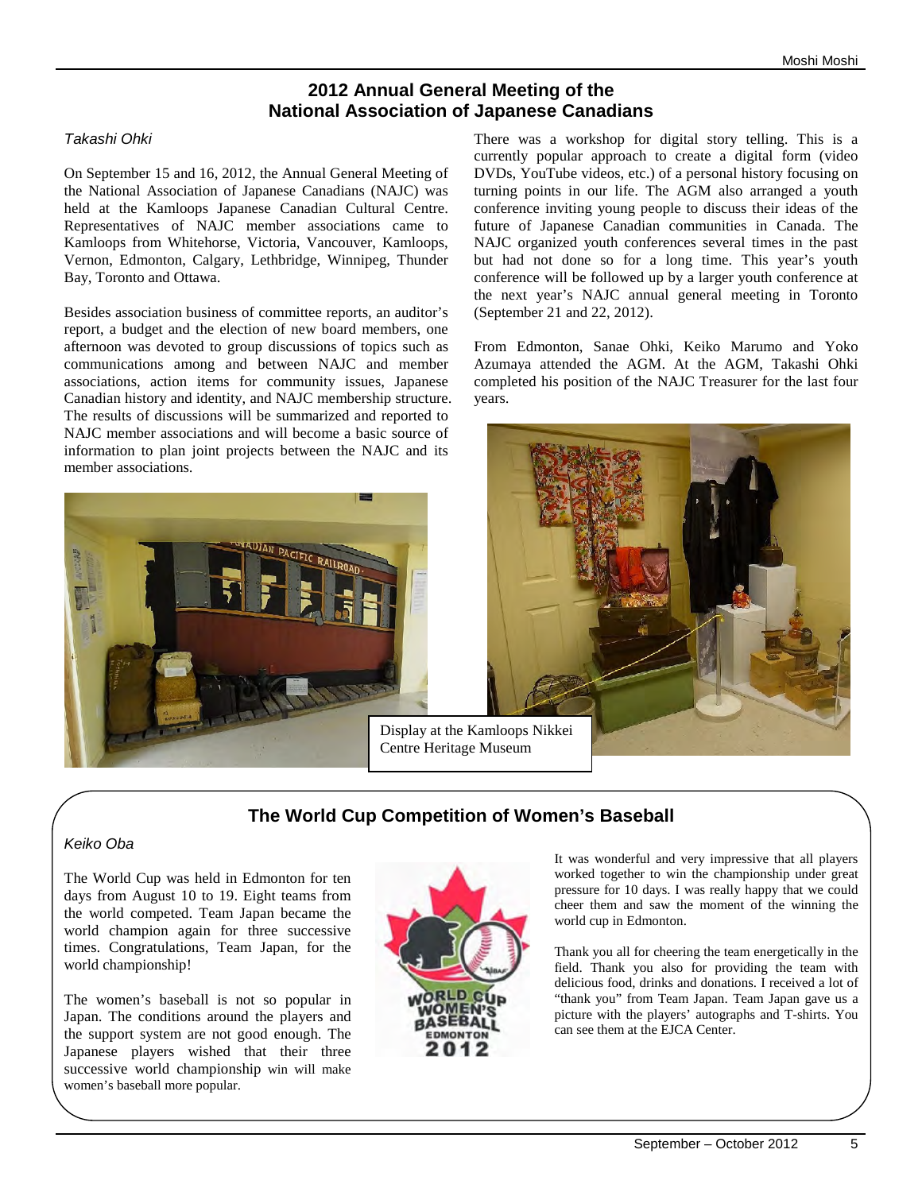## 2012 Annual General Meeting of the National Association of Japanese Canadians

*Takashi Ohki*

On September 15 and 16, 2012, the Annual General Meeting of the National Association of Japanese Canadians (NAJC) was held at the Kamloops Japanese Canadian Cultural Centre. Representatives of NAJC member associations came to Kamloops from Whitehorse, Victoria, Vancouver, Kamloops, Vernon, Edmonton, Calgary, Lethbridge, Winnipeg, Thunder Bay, Toronto and Ottawa.

Besides association business of committee reports, an auditor's report, a budget and the election of new board members, one afternoon was devoted to group discussions of topics such as communications among and between NAJC and member associations, action items for community issues, Japanese Canadian history and identity, and NAJC membership structure. The results of discussions will be summarized and reported to NAJC member associations and will become a basic source of information to plan joint projects between the NAJC and its member associations.

There was a workshop for digital story telling. This is a currently popular approach to create a digital form (video DVDs, YouTube videos, etc.) of a personal history focusing on turning points in our life. The AGM also arranged a youth conference inviting young people to discuss their ideas of the future of Japanese Canadian communities in Canada. The NAJC organized youth conferences several times in the past but had not done so for a long time. This year's youth conference will be followed up by a larger youth conference at the next year's NAJC annual general meeting in Toronto (September 21 and 22, 2012).

From Edmonton, Sanae Ohki, Keiko Marumo and Yoko Azumaya attended the AGM. At the AGM, Takashi Ohki completed his position of the NAJC Treasurer for the last four years.

Display at the Kamloops Nikkei Centre Heritage Museum

## The World Cup Competition of Women's Baseball

*Keiko Oba*

The World Cup was held in Edmonton for ten days from August 10 to 19. Eight teams from the world competed. Team Japan became the world champion again for three successive times. Congratulations, Team Japan, for the world championship!

The women's baseball is not so popular in Japan. The conditions around the players and the support system are not good enough. The Japanese players wished that their three successive world championship win will make women's baseball more popular.

It was wonderful and very impressive that all players worked together to win the championship under great pressure for 10 days. I was really happy that we could cheer them and saw the moment of the winning the world cup in Edmonton.

Thank you all for cheering the team energetically in the field. Thank you also for providing the team with delicious food, drinks and donations. I received a lot of "thank you" from Team Japan. Team Japan gave us a picture with the players' autographs and T-shirts. You can see them at the EJCA Center.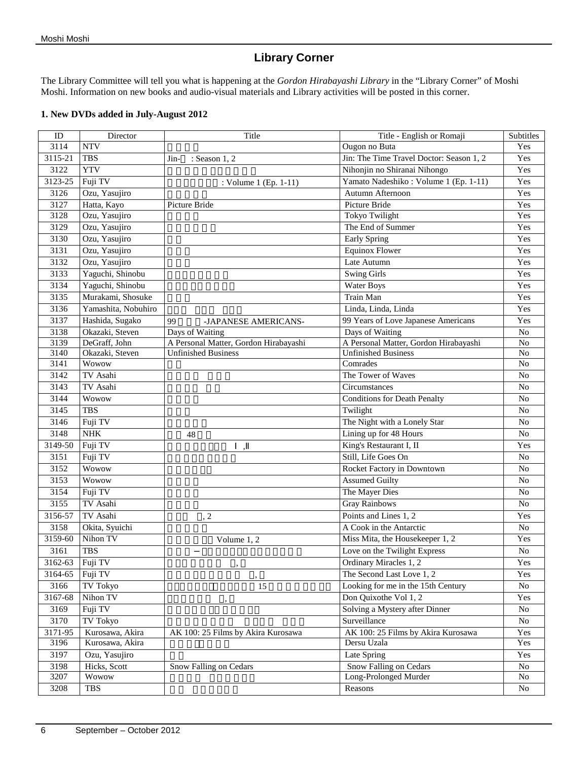# Library Corner

The Library Committee will tell you what is happening at the *Gordon Hirabayashi Library* in the "Library Corner" of Moshi Moshi. Information on new books and audio-visual materials and Library activities will be posted in this corner.

**1. New DVDs added in July-August 2012**

| ID | Director | Title | Title - English or Romaji | Subtitles |
|---|---|---|---|---|
| 3114 | NTV | | Ougon no Buta | Yes |
| 3115-21 | TBS | Jin- : Season 1, 2 | Jin: The Time Travel Doctor: Season 1, 2 | Yes |
| 3122 | YTV | | Nihonjin no Shiranai Nihongo | Yes |
| 3123-25 | Fuji TV | : Volume 1 (Ep. 1-11) | Yamato Nadeshiko : Volume 1 (Ep. 1-11) | Yes |
| 3126 | Ozu, Yasujiro | | Autumn Afternoon | Yes |
| 3127 | Hatta, Kayo | Picture Bride | Picture Bride | Yes |
| 3128 | Ozu, Yasujiro | | Tokyo Twilight | Yes |
| 3129 | Ozu, Yasujiro | | The End of Summer | Yes |
| 3130 | Ozu, Yasujiro | | Early Spring | Yes |
| 3131 | Ozu, Yasujiro | | Equinox Flower | Yes |
| 3132 | Ozu, Yasujiro | | Late Autumn | Yes |
| 3133 | Yaguchi, Shinobu | | Swing Girls | Yes |
| 3134 | Yaguchi, Shinobu | | Water Boys | Yes |
| 3135 | Murakami, Shosuke | | Train Man | Yes |
| 3136 | Yamashita, Nobuhiro | | Linda, Linda, Linda | Yes |
| 3137 | Hashida, Sugako | 99 -JAPANESE AMERICANS- | 99 Years of Love Japanese Americans | Yes |
| 3138 | Okazaki, Steven | Days of Waiting | Days of Waiting | No |
| 3139 | DeGraff, John | A Personal Matter, Gordon Hirabayashi | A Personal Matter, Gordon Hirabayashi | No |
| 3140 | Okazaki, Steven | Unfinished Business | Unfinished Business | No |
| 3141 | Wowow | | Comrades | No |
| 3142 | TV Asahi | | The Tower of Waves | No |
| 3143 | TV Asahi | | Circumstances | No |
| 3144 | Wowow | | Conditions for Death Penalty | No |
| 3145 | TBS | | Twilight | No |
| 3146 | Fuji TV | | The Night with a Lonely Star | No |
| 3148 | NHK | 48 | Lining up for 48 Hours | No |
| 3149-50 | Fuji TV | Ⅰ ,Ⅱ | King's Restaurant I, II | Yes |
| 3151 | Fuji TV | | Still, Life Goes On | No |
| 3152 | Wowow | | Rocket Factory in Downtown | No |
| 3153 | Wowow | | Assumed Guilty | No |
| 3154 | Fuji TV | | The Mayer Dies | No |
| 3155 | TV Asahi | | Gray Rainbows | No |
| 3156-57 | TV Asahi | , 2 | Points and Lines 1, 2 | Yes |
| 3158 | Okita, Syuichi | | A Cook in the Antarctic | No |
| 3159-60 | Nihon TV | Volume 1, 2 | Miss Mita, the Housekeeper 1, 2 | Yes |
| 3161 | TBS | − | Love on the Twilight Express | No |
| 3162-63 | Fuji TV | , | Ordinary Miracles 1, 2 | Yes |
| 3164-65 | Fuji TV | , | The Second Last Love 1, 2 | Yes |
| 3166 | TV Tokyo | 15 | Looking for me in the 15th Century | No |
| 3167-68 | Nihon TV | , | Don Quixothe Vol 1, 2 | Yes |
| 3169 | Fuji TV | | Solving a Mystery after Dinner | No |
| 3170 | TV Tokyo | | Surveillance | No |
| 3171-95 | Kurosawa, Akira | AK 100: 25 Films by Akira Kurosawa | AK 100: 25 Films by Akira Kurosawa | Yes |
| 3196 | Kurosawa, Akira | | Dersu Uzala | Yes |
| 3197 | Ozu, Yasujiro | | Late Spring | Yes |
| 3198 | Hicks, Scott | Snow Falling on Cedars | Snow Falling on Cedars | No |
| 3207 | Wowow | | Long-Prolonged Murder | No |
| 3208 | TBS | | Reasons | No |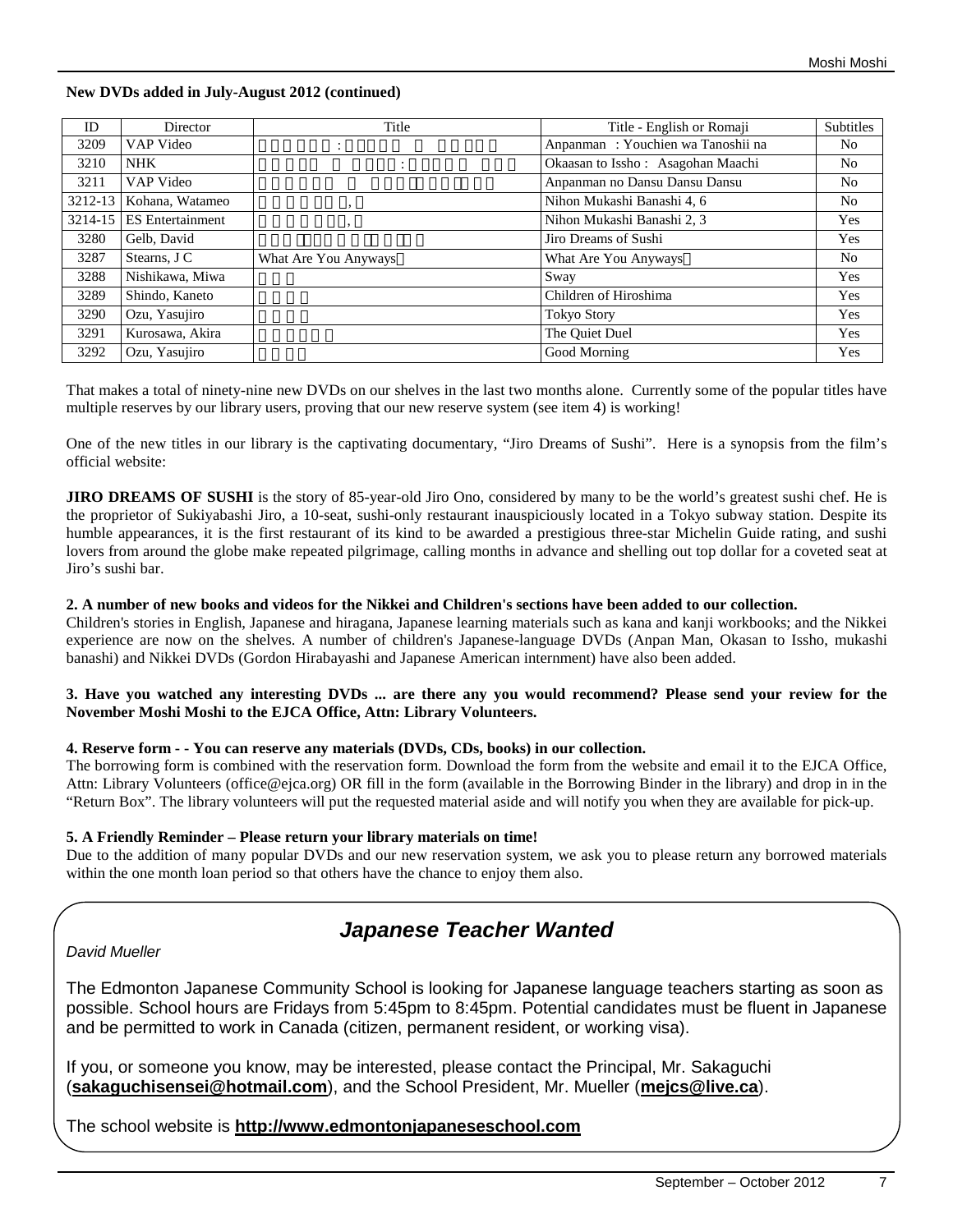**New DVDs added in July-August 2012 (continued)**

| ID | Director | Title | Title - English or Romaji | Subtitles |
|---|---|---|---|---|
| 3209 | VAP Video | : | Anpanman : Youchien wa Tanoshii na | No |
| 3210 | NHK | : | Okaasan to Issho : Asagohan Maachi | No |
| 3211 | VAP Video | | Anpanman no Dansu Dansu Dansu | No |
| 3212-13 | Kohana, Watameo | , | Nihon Mukashi Banashi 4, 6 | No |
| 3214-15 | ES Entertainment | , | Nihon Mukashi Banashi 2, 3 | Yes |
| 3280 | Gelb, David | | Jiro Dreams of Sushi | Yes |
| 3287 | Stearns, J C | What Are You Anyways | What Are You Anyways | No |
| 3288 | Nishikawa, Miwa | | Sway | Yes |
| 3289 | Shindo, Kaneto | | Children of Hiroshima | Yes |
| 3290 | Ozu, Yasujiro | | Tokyo Story | Yes |
| 3291 | Kurosawa, Akira | | The Quiet Duel | Yes |
| 3292 | Ozu, Yasujiro | | Good Morning | Yes |

That makes a total of ninety-nine new DVDs on our shelves in the last two months alone. Currently some of the popular titles have multiple reserves by our library users, proving that our new reserve system (see item 4) is working!

One of the new titles in our library is the captivating documentary, “Jiro Dreams of Sushi”. Here is a synopsis from the film’s official website:

**JIRO DREAMS OF SUSHI** is the story of 85-year-old Jiro Ono, considered by many to be the world’s greatest sushi chef. He is the proprietor of Sukiyabashi Jiro, a 10-seat, sushi-only restaurant inauspiciously located in a Tokyo subway station. Despite its humble appearances, it is the first restaurant of its kind to be awarded a prestigious three-star Michelin Guide rating, and sushi lovers from around the globe make repeated pilgrimage, calling months in advance and shelling out top dollar for a coveted seat at Jiro’s sushi bar.

**2. A number of new books and videos for the Nikkei and Children's sections have been added to our collection.**
Children's stories in English, Japanese and hiragana, Japanese learning materials such as kana and kanji workbooks; and the Nikkei experience are now on the shelves. A number of children's Japanese-language DVDs (Anpan Man, Okasan to Issho, mukashi banashi) and Nikkei DVDs (Gordon Hirabayashi and Japanese American internment) have also been added.

**3. Have you watched any interesting DVDs ... are there any you would recommend? Please send your review for the November Moshi Moshi to the EJCA Office, Attn: Library Volunteers.**

**4. Reserve form - - You can reserve any materials (DVDs, CDs, books) in our collection.**
The borrowing form is combined with the reservation form. Download the form from the website and email it to the EJCA Office, Attn: Library Volunteers (office@ejca.org) OR fill in the form (available in the Borrowing Binder in the library) and drop in in the “Return Box”. The library volunteers will put the requested material aside and will notify you when they are available for pick-up.

**5. A Friendly Reminder – Please return your library materials on time!**
Due to the addition of many popular DVDs and our new reservation system, we ask you to please return any borrowed materials within the one month loan period so that others have the chance to enjoy them also.

## *Japanese Teacher Wanted*

*David Mueller*

The Edmonton Japanese Community School is looking for Japanese language teachers starting as soon as possible. School hours are Fridays from 5:45pm to 8:45pm. Potential candidates must be fluent in Japanese and be permitted to work in Canada (citizen, permanent resident, or working visa).

If you, or someone you know, may be interested, please contact the Principal, Mr. Sakaguchi (**sakaguchisensei@hotmail.com**), and the School President, Mr. Mueller (**mejcs@live.ca**).

The school website is **http://www.edmontonjapaneseschool.com**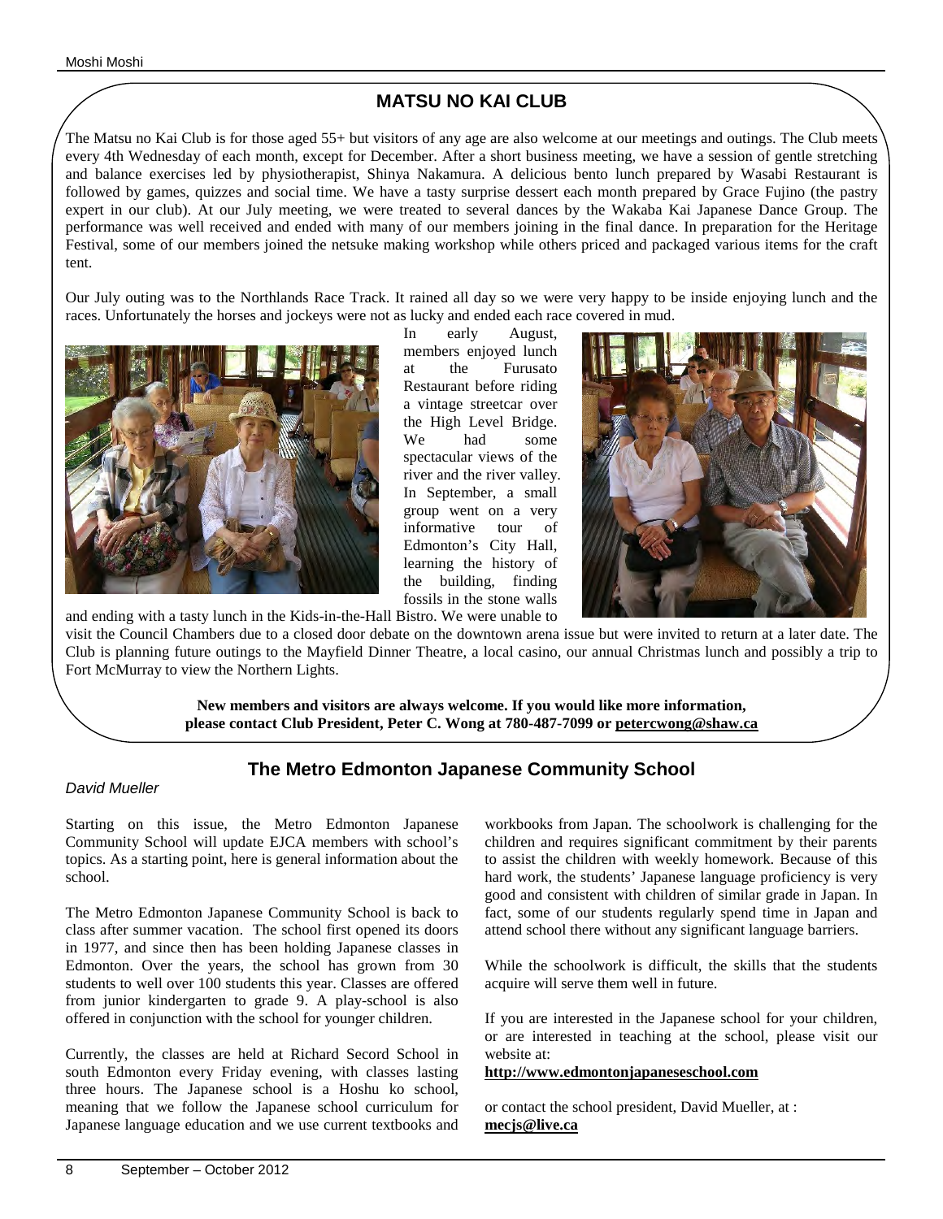## MATSU NO KAI CLUB

The Matsu no Kai Club is for those aged 55+ but visitors of any age are also welcome at our meetings and outings. The Club meets every 4th Wednesday of each month, except for December. After a short business meeting, we have a session of gentle stretching and balance exercises led by physiotherapist, Shinya Nakamura. A delicious bento lunch prepared by Wasabi Restaurant is followed by games, quizzes and social time. We have a tasty surprise dessert each month prepared by Grace Fujino (the pastry expert in our club). At our July meeting, we were treated to several dances by the Wakaba Kai Japanese Dance Group. The performance was well received and ended with many of our members joining in the final dance. In preparation for the Heritage Festival, some of our members joined the netsuke making workshop while others priced and packaged various items for the craft tent.

Our July outing was to the Northlands Race Track. It rained all day so we were very happy to be inside enjoying lunch and the races. Unfortunately the horses and jockeys were not as lucky and ended each race covered in mud.

In early August, members enjoyed lunch at the Furusato Restaurant before riding a vintage streetcar over the High Level Bridge. We had some spectacular views of the river and the river valley. In September, a small group went on a very informative tour of Edmonton's City Hall, learning the history of the building, finding fossils in the stone walls and ending with a tasty lunch in the Kids-in-the-Hall Bistro. We were unable to visit the Council Chambers due to a closed door debate on the downtown arena issue but were invited to return at a later date. The Club is planning future outings to the Mayfield Dinner Theatre, a local casino, our annual Christmas lunch and possibly a trip to Fort McMurray to view the Northern Lights.

**New members and visitors are always welcome. If you would like more information, please contact Club President, Peter C. Wong at 780-487-7099 or petercwong@shaw.ca**

## The Metro Edmonton Japanese Community School

*David Mueller*

Starting on this issue, the Metro Edmonton Japanese Community School will update EJCA members with school's topics. As a starting point, here is general information about the school.

The Metro Edmonton Japanese Community School is back to class after summer vacation. The school first opened its doors in 1977, and since then has been holding Japanese classes in Edmonton. Over the years, the school has grown from 30 students to well over 100 students this year. Classes are offered from junior kindergarten to grade 9. A play-school is also offered in conjunction with the school for younger children.

Currently, the classes are held at Richard Secord School in south Edmonton every Friday evening, with classes lasting three hours. The Japanese school is a Hoshu ko school, meaning that we follow the Japanese school curriculum for Japanese language education and we use current textbooks and workbooks from Japan. The schoolwork is challenging for the children and requires significant commitment by their parents to assist the children with weekly homework. Because of this hard work, the students' Japanese language proficiency is very good and consistent with children of similar grade in Japan. In fact, some of our students regularly spend time in Japan and attend school there without any significant language barriers.

While the schoolwork is difficult, the skills that the students acquire will serve them well in future.

If you are interested in the Japanese school for your children, or are interested in teaching at the school, please visit our website at:

**http://www.edmontonjapaneseschool.com**

or contact the school president, David Mueller, at :
**mecjs@live.ca**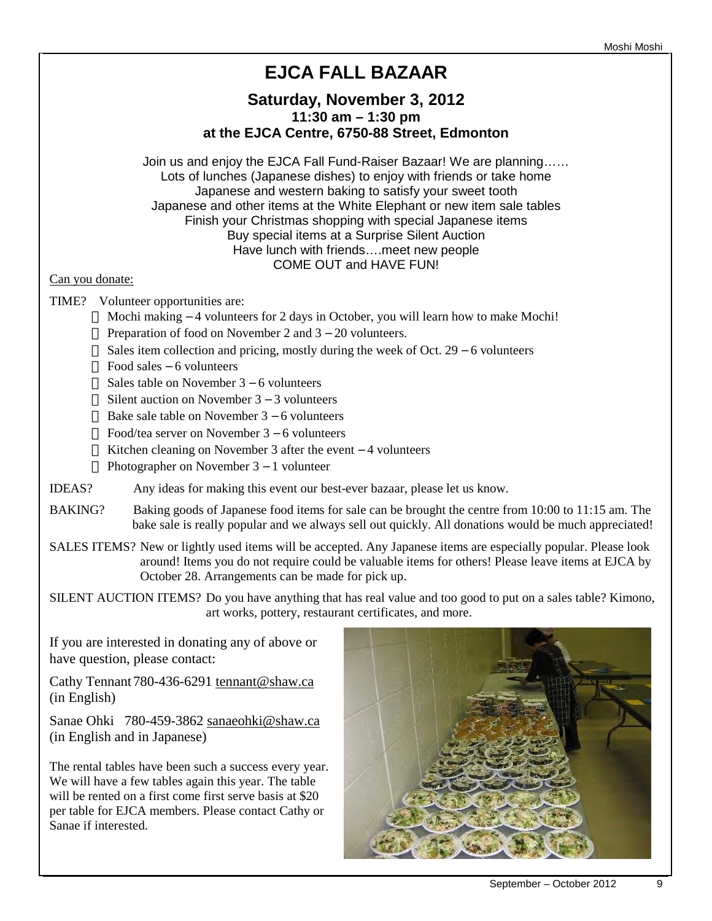# EJCA FALL BAZAAR

## Saturday, November 3, 2012

### 11:30 am – 1:30 pm

### at the EJCA Centre, 6750-88 Street, Edmonton

Join us and enjoy the EJCA Fall Fund-Raiser Bazaar! We are planning……
Lots of lunches (Japanese dishes) to enjoy with friends or take home
Japanese and western baking to satisfy your sweet tooth
Japanese and other items at the White Elephant or new item sale tables
Finish your Christmas shopping with special Japanese items
Buy special items at a Surprise Silent Auction
Have lunch with friends….meet new people
COME OUT and HAVE FUN!

Can you donate:

TIME? Volunteer opportunities are:

- Mochi making – 4 volunteers for 2 days in October, you will learn how to make Mochi!
- Preparation of food on November 2 and 3 – 20 volunteers.
- Sales item collection and pricing, mostly during the week of Oct. 29 – 6 volunteers
- Food sales – 6 volunteers
- Sales table on November 3 – 6 volunteers
- Silent auction on November 3 – 3 volunteers
- Bake sale table on November 3 – 6 volunteers
- Food/tea server on November 3 – 6 volunteers
- Kitchen cleaning on November 3 after the event – 4 volunteers
- Photographer on November 3 – 1 volunteer

IDEAS? Any ideas for making this event our best-ever bazaar, please let us know.

BAKING? Baking goods of Japanese food items for sale can be brought the centre from 10:00 to 11:15 am. The bake sale is really popular and we always sell out quickly. All donations would be much appreciated!

SALES ITEMS? New or lightly used items will be accepted. Any Japanese items are especially popular. Please look around! Items you do not require could be valuable items for others! Please leave items at EJCA by October 28. Arrangements can be made for pick up.

SILENT AUCTION ITEMS? Do you have anything that has real value and too good to put on a sales table? Kimono, art works, pottery, restaurant certificates, and more.

If you are interested in donating any of above or have question, please contact:

Cathy Tennant 780-436-6291 tennant@shaw.ca (in English)

Sanae Ohki 780-459-3862 sanaeohki@shaw.ca (in English and in Japanese)

The rental tables have been such a success every year. We will have a few tables again this year. The table will be rented on a first come first serve basis at $20 per table for EJCA members. Please contact Cathy or Sanae if interested.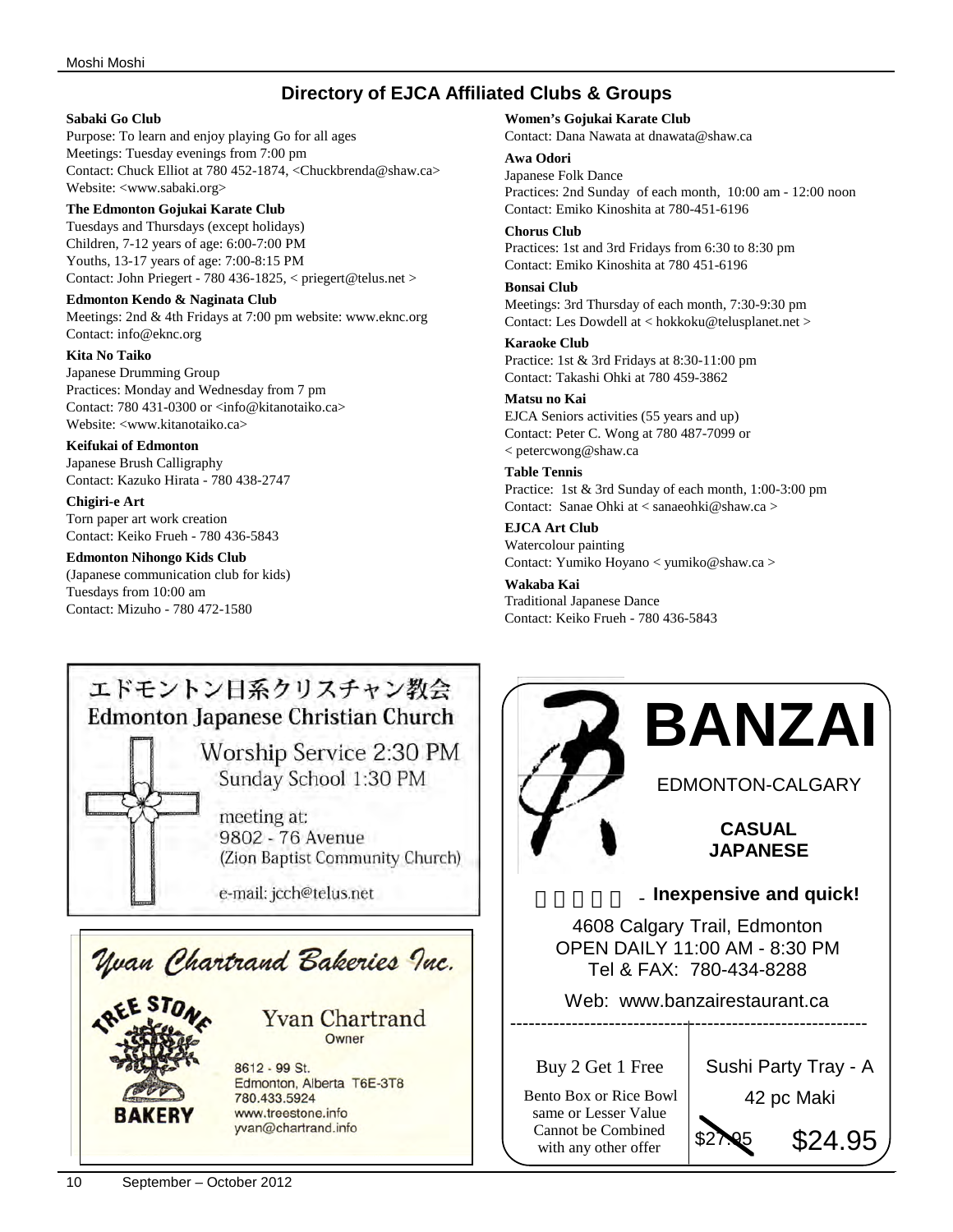## Directory of EJCA Affiliated Clubs & Groups

**Sabaki Go Club**
Purpose: To learn and enjoy playing Go for all ages
Meetings: Tuesday evenings from 7:00 pm
Contact: Chuck Elliot at 780 452-1874, <Chuckbrenda@shaw.ca>
Website: <www.sabaki.org>

**The Edmonton Gojukai Karate Club**
Tuesdays and Thursdays (except holidays)
Children, 7-12 years of age: 6:00-7:00 PM
Youths, 13-17 years of age: 7:00-8:15 PM
Contact: John Priegert - 780 436-1825, < priegert@telus.net >

**Edmonton Kendo & Naginata Club**
Meetings: 2nd & 4th Fridays at 7:00 pm website: www.eknc.org
Contact: info@eknc.org

**Kita No Taiko**
Japanese Drumming Group
Practices: Monday and Wednesday from 7 pm
Contact: 780 431-0300 or <info@kitanotaiko.ca>
Website: <www.kitanotaiko.ca>

**Keifukai of Edmonton**
Japanese Brush Calligraphy
Contact: Kazuko Hirata - 780 438-2747

**Chigiri-e Art**
Torn paper art work creation
Contact: Keiko Frueh - 780 436-5843

**Edmonton Nihongo Kids Club**
(Japanese communication club for kids)
Tuesdays from 10:00 am
Contact: Mizuho - 780 472-1580

**Women's Gojukai Karate Club**
Contact: Dana Nawata at dnawata@shaw.ca

**Awa Odori**
Japanese Folk Dance
Practices: 2nd Sunday of each month, 10:00 am - 12:00 noon
Contact: Emiko Kinoshita at 780-451-6196

**Chorus Club**
Practices: 1st and 3rd Fridays from 6:30 to 8:30 pm
Contact: Emiko Kinoshita at 780 451-6196

**Bonsai Club**
Meetings: 3rd Thursday of each month, 7:30-9:30 pm
Contact: Les Dowdell at < hokkoku@telusplanet.net >

**Karaoke Club**
Practice: 1st & 3rd Fridays at 8:30-11:00 pm
Contact: Takashi Ohki at 780 459-3862

**Matsu no Kai**
EJCA Seniors activities (55 years and up)
Contact: Peter C. Wong at 780 487-7099 or
< petercwong@shaw.ca

**Table Tennis**
Practice: 1st & 3rd Sunday of each month, 1:00-3:00 pm
Contact: Sanae Ohki at < sanaeohki@shaw.ca >

**EJCA Art Club**
Watercolour painting
Contact: Yumiko Hoyano < yumiko@shaw.ca >

**Wakaba Kai**
Traditional Japanese Dance
Contact: Keiko Frueh - 780 436-5843

---

エドモントン日系クリスチャン教会
**Edmonton Japanese Christian Church**

Worship Service 2:30 PM
Sunday School 1:30 PM

meeting at:
9802 - 76 Avenue
(Zion Baptist Community Church)

e-mail: jcch@telus.net

---

*Yvan Chartrand Bakeries Inc.*

TREE STONE BAKERY

Yvan Chartrand
Owner

8612 - 99 St.
Edmonton, Alberta T6E-3T8
780.433.5924
www.treestone.info
yvan@chartrand.info

---

**BANZAI**

EDMONTON-CALGARY

**CASUAL JAPANESE**

- **Inexpensive and quick!**

4608 Calgary Trail, Edmonton
OPEN DAILY 11:00 AM - 8:30 PM
Tel & FAX: 780-434-8288

Web: www.banzairestaurant.ca

Buy 2 Get 1 Free
Bento Box or Rice Bowl same or Lesser Value
Cannot be Combined with any other offer

Sushi Party Tray - A
42 pc Maki
~~$27.95~~ $24.95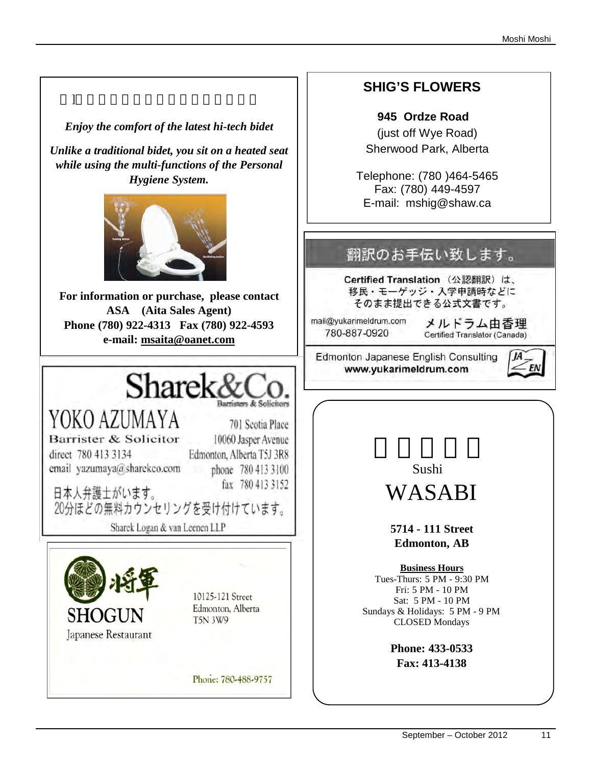*Enjoy the comfort of the latest hi-tech bidet*

***Unlike a traditional bidet, you sit on a heated seat while using the multi-functions of the Personal Hygiene System.***

**For information or purchase, please contact**
**ASA (Aita Sales Agent)**
**Phone (780) 922-4313 Fax (780) 922-4593**
**e-mail: msaita@oanet.com**

---

# Sharek&Co.

Barristers & Solicitors

YOKO AZUMAYA
Barrister & Solicitor
direct 780 413 3134
email yazumaya@sharekco.com

701 Scotia Place
10060 Jasper Avenue
Edmonton, Alberta T5J 3R8
phone 780 413 3100
fax 780 413 3152

日本人弁護士がいます。
20分ほどの無料カウンセリングを受け付けています。

Sharek Logan & van Leenen LLP

---

将軍
SHOGUN
Japanese Restaurant

10125-121 Street
Edmonton, Alberta
T5N 3W9

Phone: 780-488-9757

---

## SHIG'S FLOWERS

**945 Ordze Road**
(just off Wye Road)
Sherwood Park, Alberta

Telephone: (780 )464-5465
Fax: (780) 449-4597
E-mail: mshig@shaw.ca

---

## 翻訳のお手伝い致します。

**Certified Translation**（公認翻訳）は、
移民・モーゲッジ・入学申請時などに
そのまま提出できる公式文書です。

mail@yukarimeldrum.com
780-887-0920

メルドラム由香理
Certified Translator (Canada)

Edmonton Japanese English Consulting
**www.yukarimeldrum.com**

---

Sushi
# WASABI

**5714 - 111 Street**
**Edmonton, AB**

**Business Hours**
Tues-Thurs: 5 PM - 9:30 PM
Fri: 5 PM - 10 PM
Sat: 5 PM - 10 PM
Sundays & Holidays: 5 PM - 9 PM
CLOSED Mondays

**Phone: 433-0533**
**Fax: 413-4138**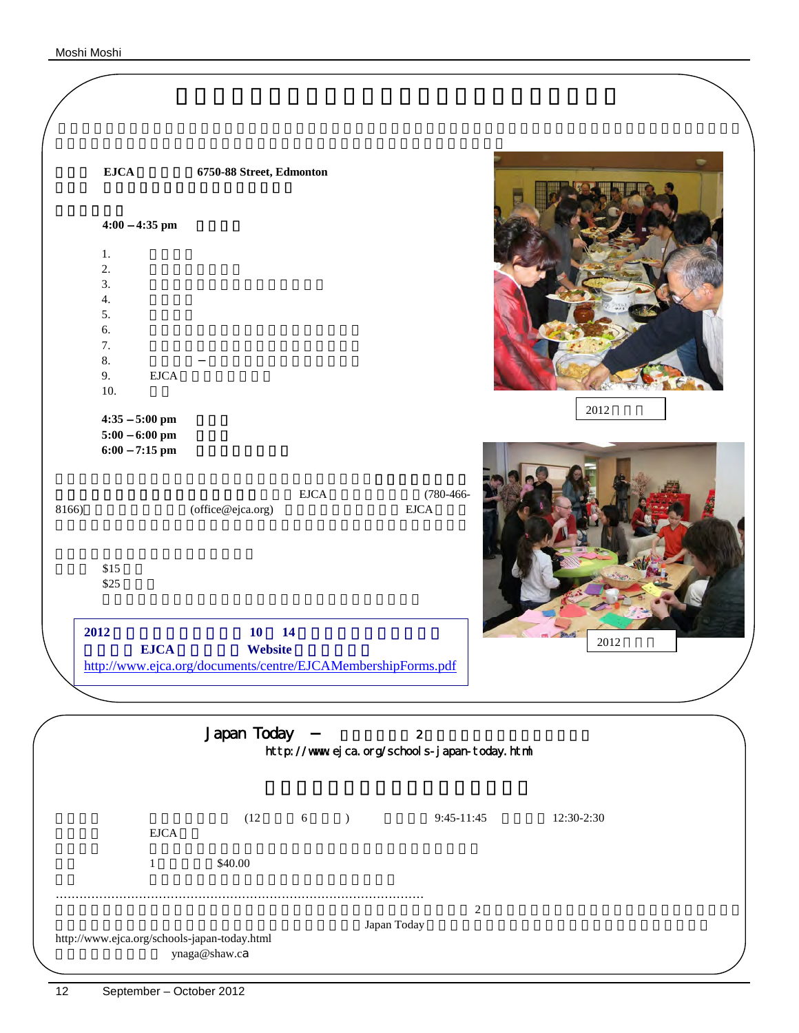EJCA 6750-88 Street, Edmonton

4:00 – 4:35 pm

1.
2.
3.
4.
5.
6.
7.
8. –
9. EJCA
10.

4:35 – 5:00 pm

5:00 – 6:00 pm

6:00 – 7:15 pm

EJCA (780-466-8166) (office@ejca.org) EJCA

$15

$25

**2012 10 14**

**EJCA Website**

http://www.ejca.org/documents/centre/EJCAMembershipForms.pdf

2012

2012

## Japan Today – 2

http://www.ejca.org/schools-japan-today.html

(12 6 ) 9:45-11:45 12:30-2:30

EJCA

1 $40.00

………………………………………………………………………………………

2

Japan Today

http://www.ejca.org/schools-japan-today.html

ynaga@shaw.ca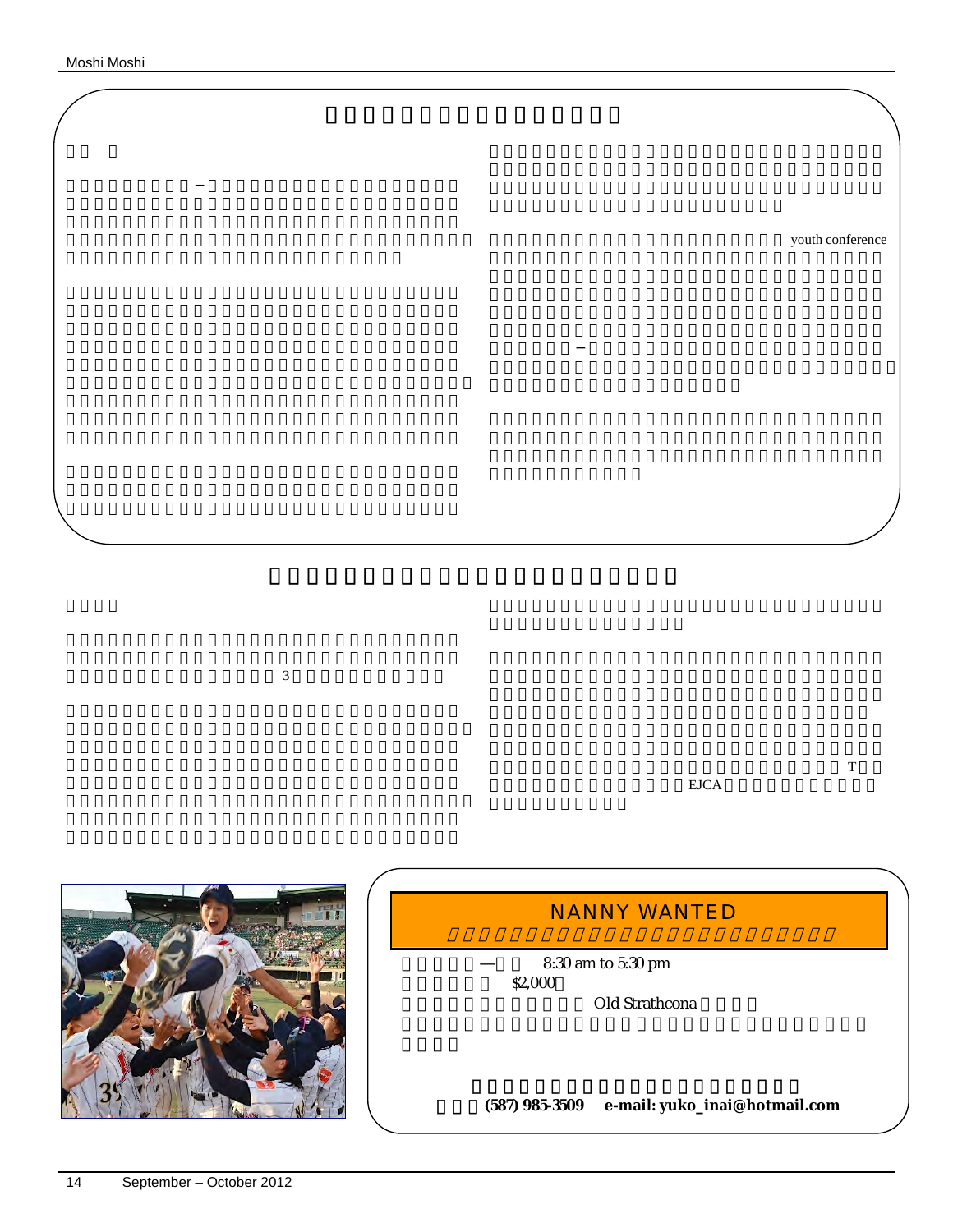youth conference

3

T

EJCA

## NANNY WANTED

— 8:30 am to 5:30 pm

$2,000

Old Strathcona

**(587) 985-3509 e-mail: yuko_inai@hotmail.com**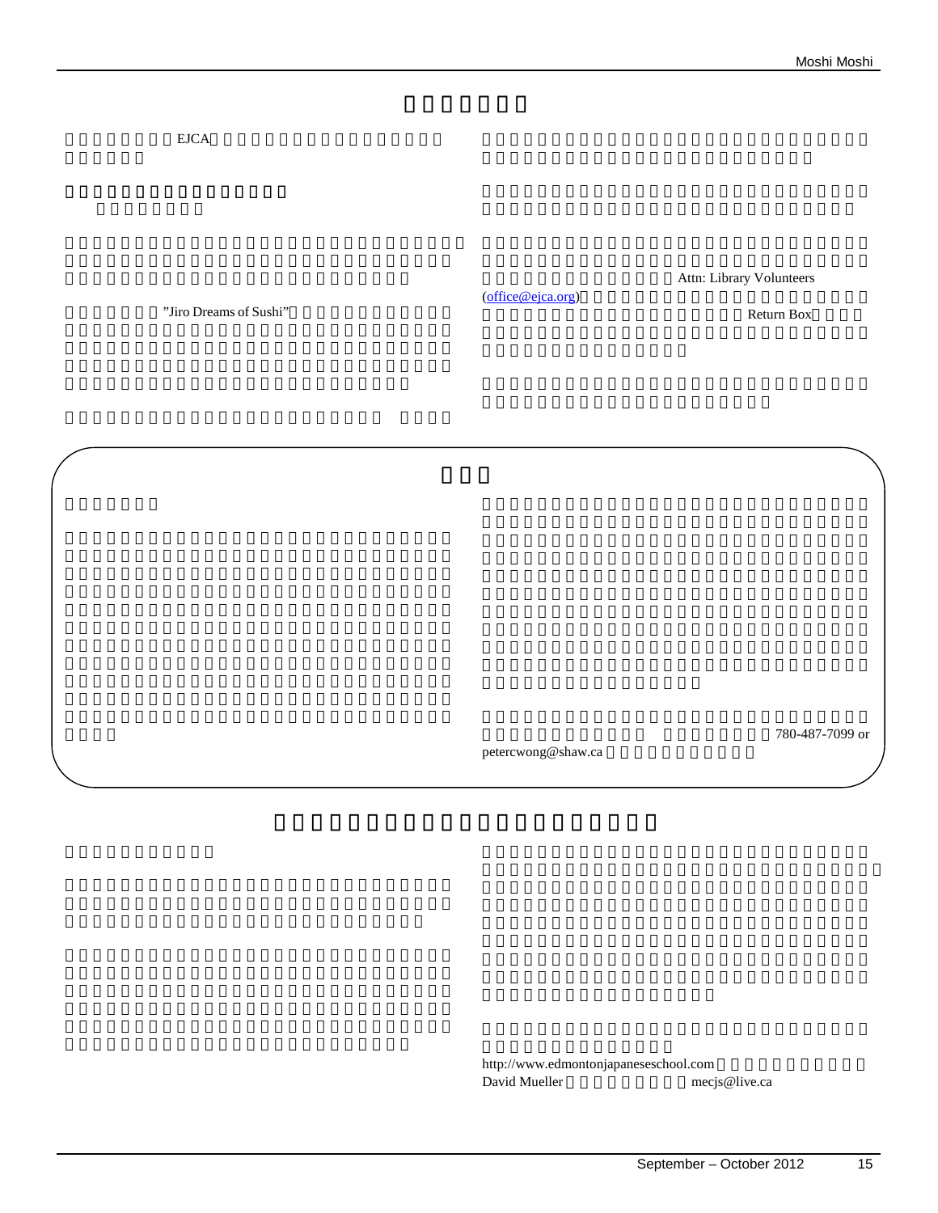EJCA

"Jiro Dreams of Sushi"

Attn: Library Volunteers (office@ejca.org)

Return Box

780-487-7099 or petercwong@shaw.ca

http://www.edmontonjapaneseschool.com

David Mueller mecjs@live.ca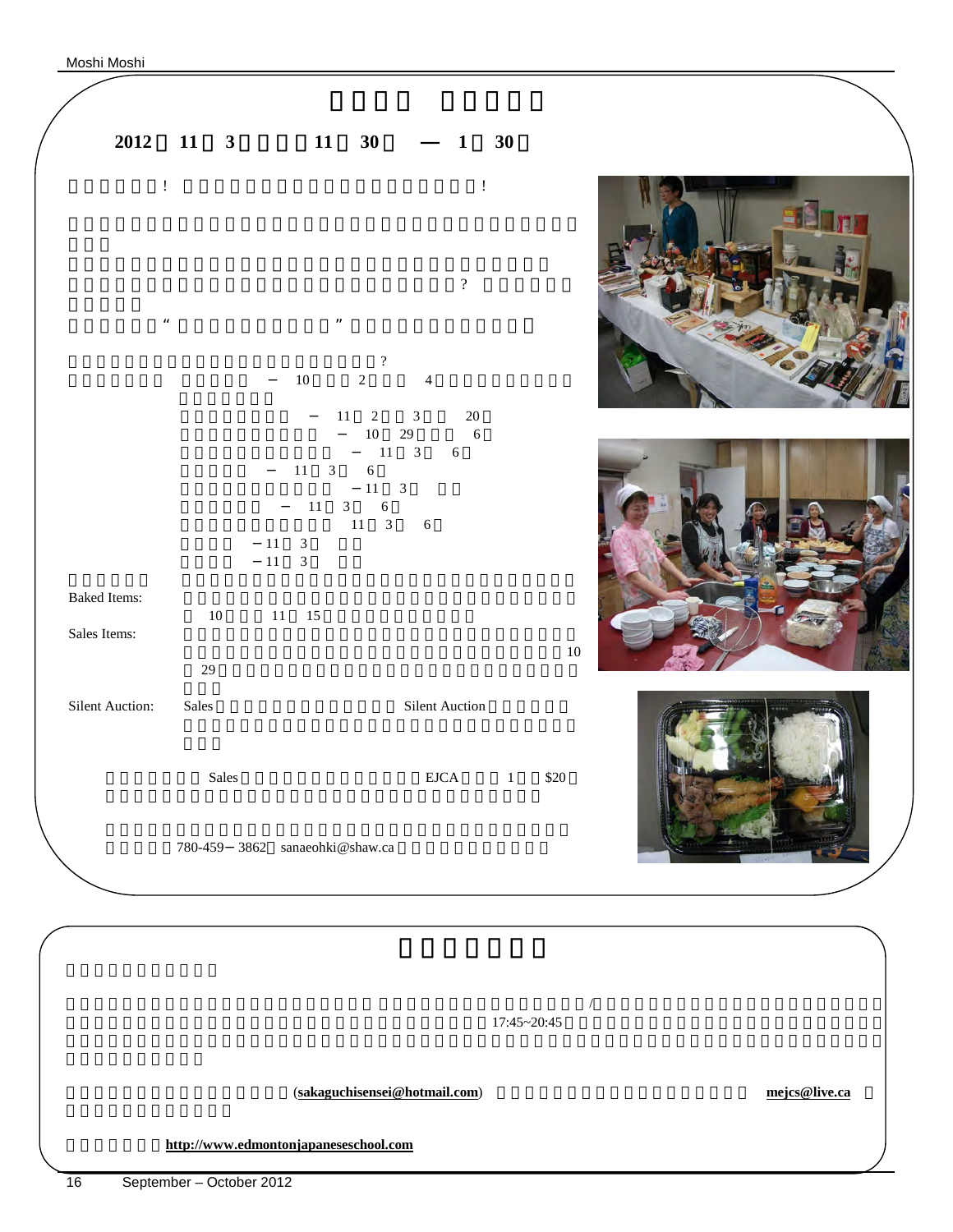2012 11 3 11 30 — 1 30

!
!

?

“ ”

?

− 10 2 4

− 11 2 3 20
− 10 29 6
− 11 3 6
− 11 3 6
− 11 3
− 11 3 6
11 3 6
− 11 3
− 11 3

Baked Items:
10 11 15

Sales Items:
10
29

Silent Auction: Sales Silent Auction

Sales EJCA 1 $20

780-459−3862 sanaeohki@shaw.ca

/
17:45~20:45

(**sakaguchisensei@hotmail.com**) **mejcs@live.ca**

**http://www.edmontonjapaneseschool.com**